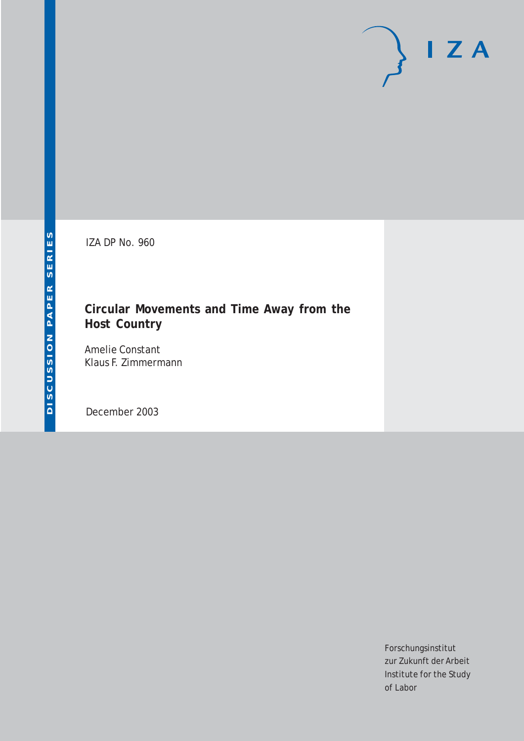IZA DP No. 960

# Circular Movements and Time Away from the Host Country

Amelie Constant
Klaus F. Zimmermann

December 2003

DISCUSSION PAPER SERIES

Forschungsinstitut
zur Zukunft der Arbeit
Institute for the Study
of Labor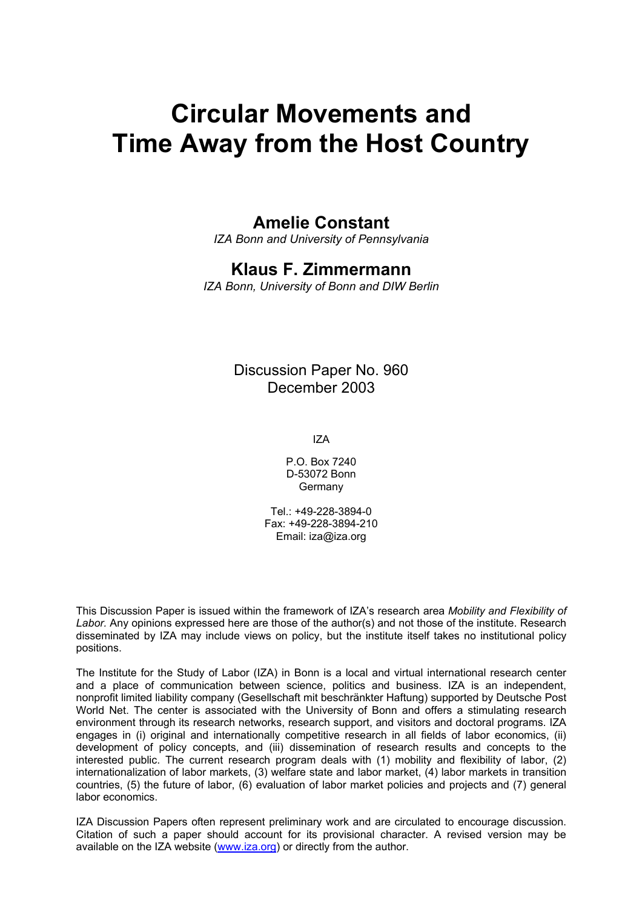# Circular Movements and Time Away from the Host Country

## Amelie Constant

*IZA Bonn and University of Pennsylvania*

## Klaus F. Zimmermann

*IZA Bonn, University of Bonn and DIW Berlin*

Discussion Paper No. 960
December 2003

IZA

P.O. Box 7240
D-53072 Bonn
Germany

Tel.: +49-228-3894-0
Fax: +49-228-3894-210
Email: iza@iza.org

This Discussion Paper is issued within the framework of IZA's research area *Mobility and Flexibility of Labor.* Any opinions expressed here are those of the author(s) and not those of the institute. Research disseminated by IZA may include views on policy, but the institute itself takes no institutional policy positions.

The Institute for the Study of Labor (IZA) in Bonn is a local and virtual international research center and a place of communication between science, politics and business. IZA is an independent, nonprofit limited liability company (Gesellschaft mit beschränkter Haftung) supported by Deutsche Post World Net. The center is associated with the University of Bonn and offers a stimulating research environment through its research networks, research support, and visitors and doctoral programs. IZA engages in (i) original and internationally competitive research in all fields of labor economics, (ii) development of policy concepts, and (iii) dissemination of research results and concepts to the interested public. The current research program deals with (1) mobility and flexibility of labor, (2) internationalization of labor markets, (3) welfare state and labor market, (4) labor markets in transition countries, (5) the future of labor, (6) evaluation of labor market policies and projects and (7) general labor economics.

IZA Discussion Papers often represent preliminary work and are circulated to encourage discussion. Citation of such a paper should account for its provisional character. A revised version may be available on the IZA website (www.iza.org) or directly from the author.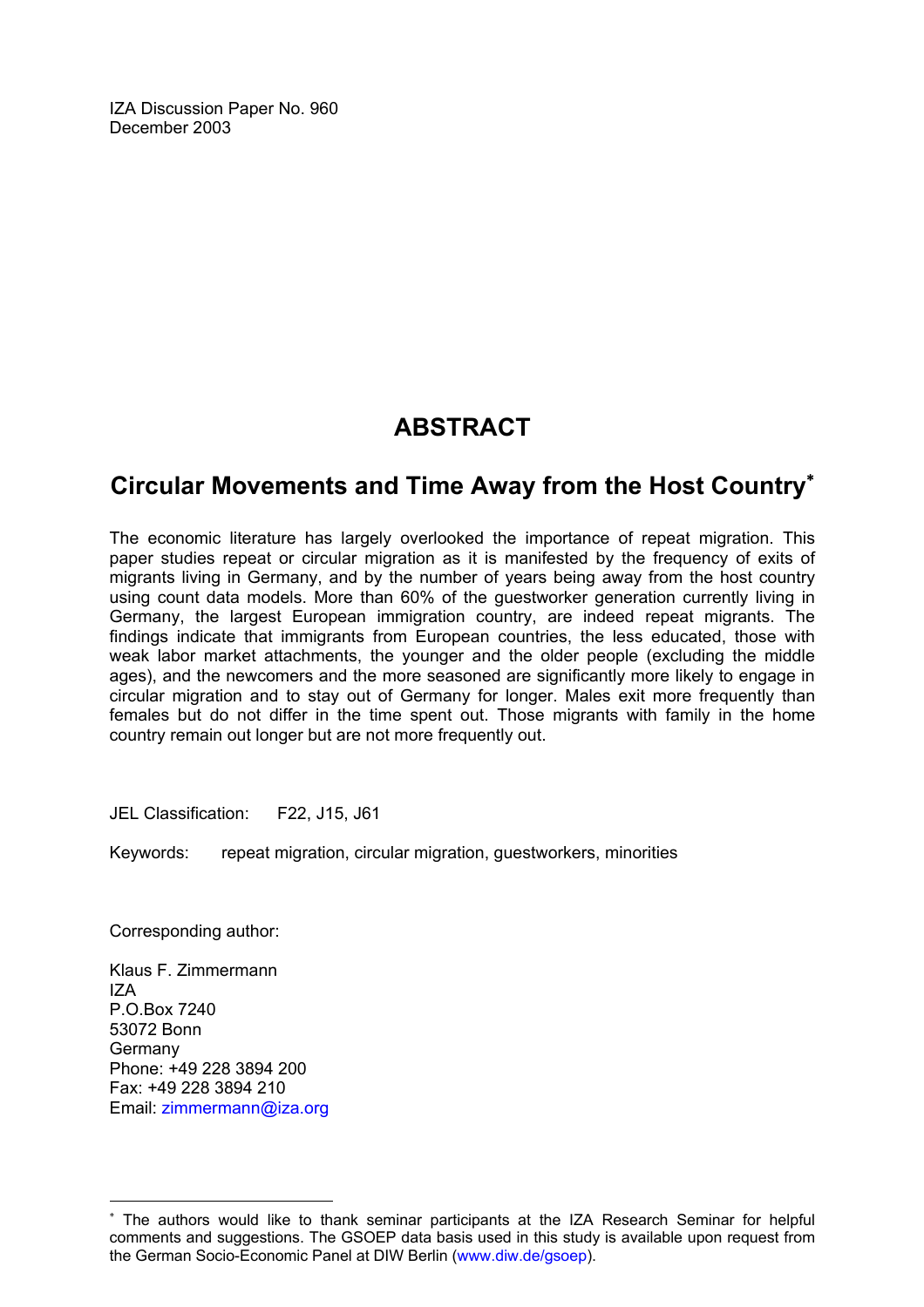IZA Discussion Paper No. 960
December 2003

# ABSTRACT

## Circular Movements and Time Away from the Host Country[*]

The economic literature has largely overlooked the importance of repeat migration. This paper studies repeat or circular migration as it is manifested by the frequency of exits of migrants living in Germany, and by the number of years being away from the host country using count data models. More than 60% of the guestworker generation currently living in Germany, the largest European immigration country, are indeed repeat migrants. The findings indicate that immigrants from European countries, the less educated, those with weak labor market attachments, the younger and the older people (excluding the middle ages), and the newcomers and the more seasoned are significantly more likely to engage in circular migration and to stay out of Germany for longer. Males exit more frequently than females but do not differ in the time spent out. Those migrants with family in the home country remain out longer but are not more frequently out.

JEL Classification: F22, J15, J61

Keywords: repeat migration, circular migration, guestworkers, minorities

Corresponding author:

Klaus F. Zimmermann
IZA
P.O.Box 7240
53072 Bonn
Germany
Phone: +49 228 3894 200
Fax: +49 228 3894 210
Email: zimmermann@iza.org

---

[*] The authors would like to thank seminar participants at the IZA Research Seminar for helpful comments and suggestions. The GSOEP data basis used in this study is available upon request from the German Socio-Economic Panel at DIW Berlin (www.diw.de/gsoep).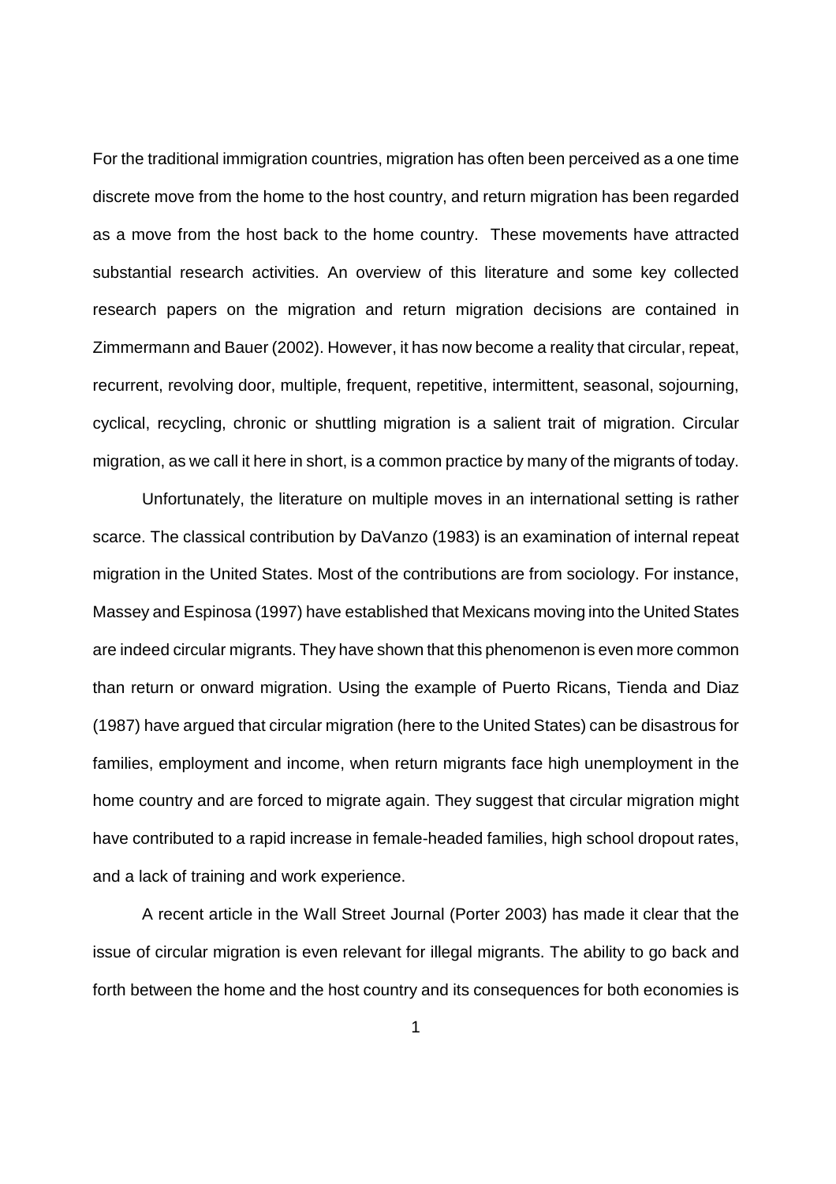For the traditional immigration countries, migration has often been perceived as a one time discrete move from the home to the host country, and return migration has been regarded as a move from the host back to the home country. These movements have attracted substantial research activities. An overview of this literature and some key collected research papers on the migration and return migration decisions are contained in Zimmermann and Bauer (2002). However, it has now become a reality that circular, repeat, recurrent, revolving door, multiple, frequent, repetitive, intermittent, seasonal, sojourning, cyclical, recycling, chronic or shuttling migration is a salient trait of migration. Circular migration, as we call it here in short, is a common practice by many of the migrants of today.

Unfortunately, the literature on multiple moves in an international setting is rather scarce. The classical contribution by DaVanzo (1983) is an examination of internal repeat migration in the United States. Most of the contributions are from sociology. For instance, Massey and Espinosa (1997) have established that Mexicans moving into the United States are indeed circular migrants. They have shown that this phenomenon is even more common than return or onward migration. Using the example of Puerto Ricans, Tienda and Diaz (1987) have argued that circular migration (here to the United States) can be disastrous for families, employment and income, when return migrants face high unemployment in the home country and are forced to migrate again. They suggest that circular migration might have contributed to a rapid increase in female-headed families, high school dropout rates, and a lack of training and work experience.

A recent article in the Wall Street Journal (Porter 2003) has made it clear that the issue of circular migration is even relevant for illegal migrants. The ability to go back and forth between the home and the host country and its consequences for both economies is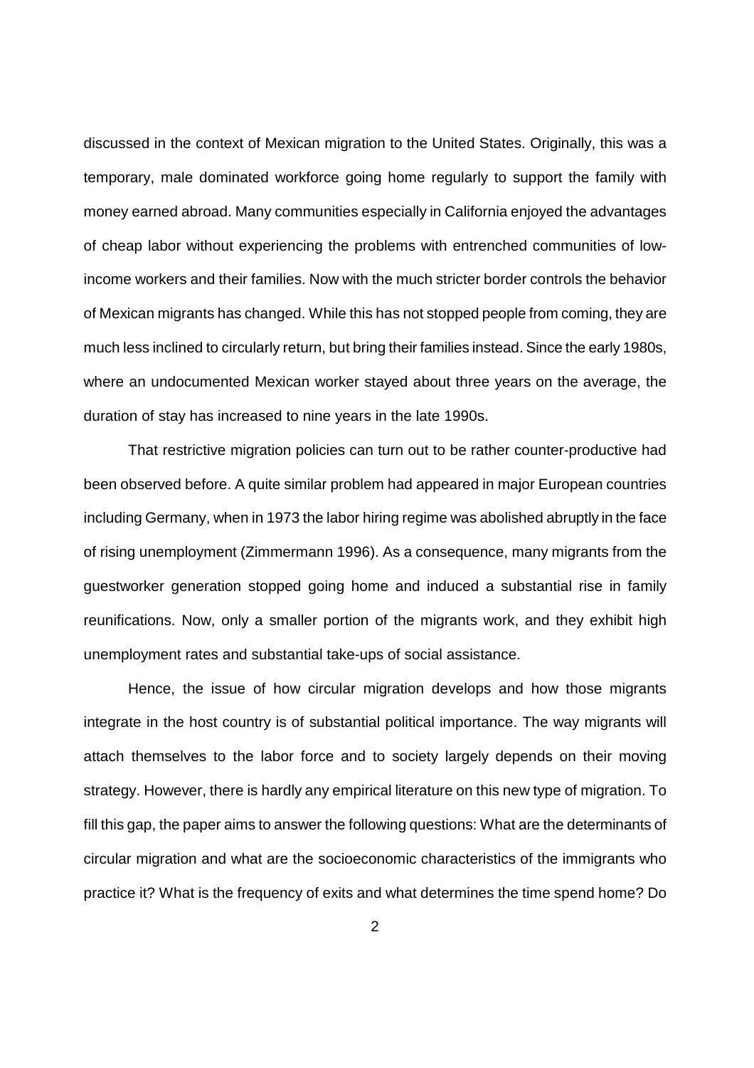discussed in the context of Mexican migration to the United States. Originally, this was a temporary, male dominated workforce going home regularly to support the family with money earned abroad. Many communities especially in California enjoyed the advantages of cheap labor without experiencing the problems with entrenched communities of low-income workers and their families. Now with the much stricter border controls the behavior of Mexican migrants has changed. While this has not stopped people from coming, they are much less inclined to circularly return, but bring their families instead. Since the early 1980s, where an undocumented Mexican worker stayed about three years on the average, the duration of stay has increased to nine years in the late 1990s.

That restrictive migration policies can turn out to be rather counter-productive had been observed before. A quite similar problem had appeared in major European countries including Germany, when in 1973 the labor hiring regime was abolished abruptly in the face of rising unemployment (Zimmermann 1996). As a consequence, many migrants from the guestworker generation stopped going home and induced a substantial rise in family reunifications. Now, only a smaller portion of the migrants work, and they exhibit high unemployment rates and substantial take-ups of social assistance.

Hence, the issue of how circular migration develops and how those migrants integrate in the host country is of substantial political importance. The way migrants will attach themselves to the labor force and to society largely depends on their moving strategy. However, there is hardly any empirical literature on this new type of migration. To fill this gap, the paper aims to answer the following questions: What are the determinants of circular migration and what are the socioeconomic characteristics of the immigrants who practice it? What is the frequency of exits and what determines the time spend home? Do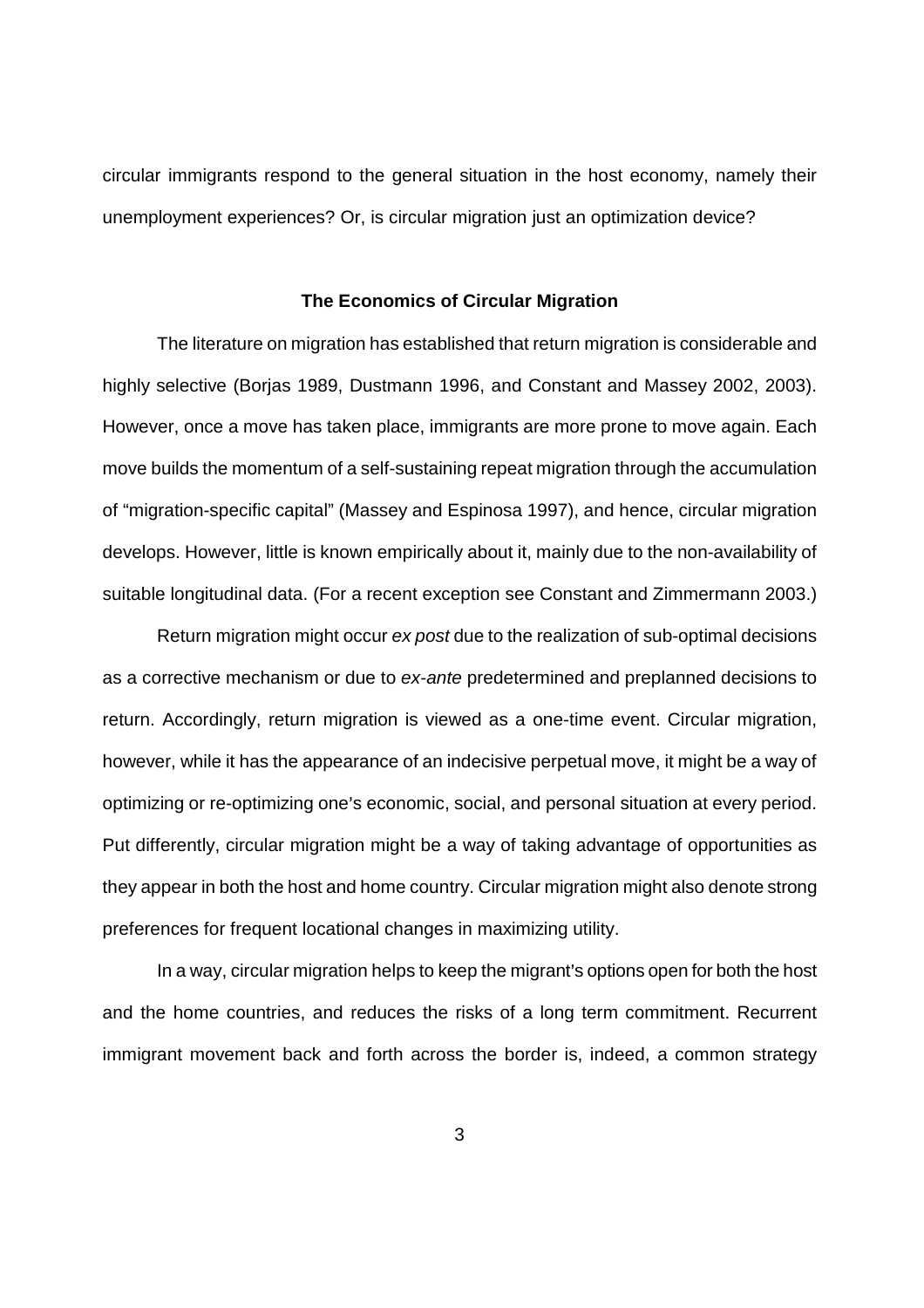circular immigrants respond to the general situation in the host economy, namely their unemployment experiences? Or, is circular migration just an optimization device?

## The Economics of Circular Migration

The literature on migration has established that return migration is considerable and highly selective (Borjas 1989, Dustmann 1996, and Constant and Massey 2002, 2003). However, once a move has taken place, immigrants are more prone to move again. Each move builds the momentum of a self-sustaining repeat migration through the accumulation of "migration-specific capital" (Massey and Espinosa 1997), and hence, circular migration develops. However, little is known empirically about it, mainly due to the non-availability of suitable longitudinal data. (For a recent exception see Constant and Zimmermann 2003.)

Return migration might occur *ex post* due to the realization of sub-optimal decisions as a corrective mechanism or due to *ex-ante* predetermined and preplanned decisions to return. Accordingly, return migration is viewed as a one-time event. Circular migration, however, while it has the appearance of an indecisive perpetual move, it might be a way of optimizing or re-optimizing one's economic, social, and personal situation at every period. Put differently, circular migration might be a way of taking advantage of opportunities as they appear in both the host and home country. Circular migration might also denote strong preferences for frequent locational changes in maximizing utility.

In a way, circular migration helps to keep the migrant's options open for both the host and the home countries, and reduces the risks of a long term commitment. Recurrent immigrant movement back and forth across the border is, indeed, a common strategy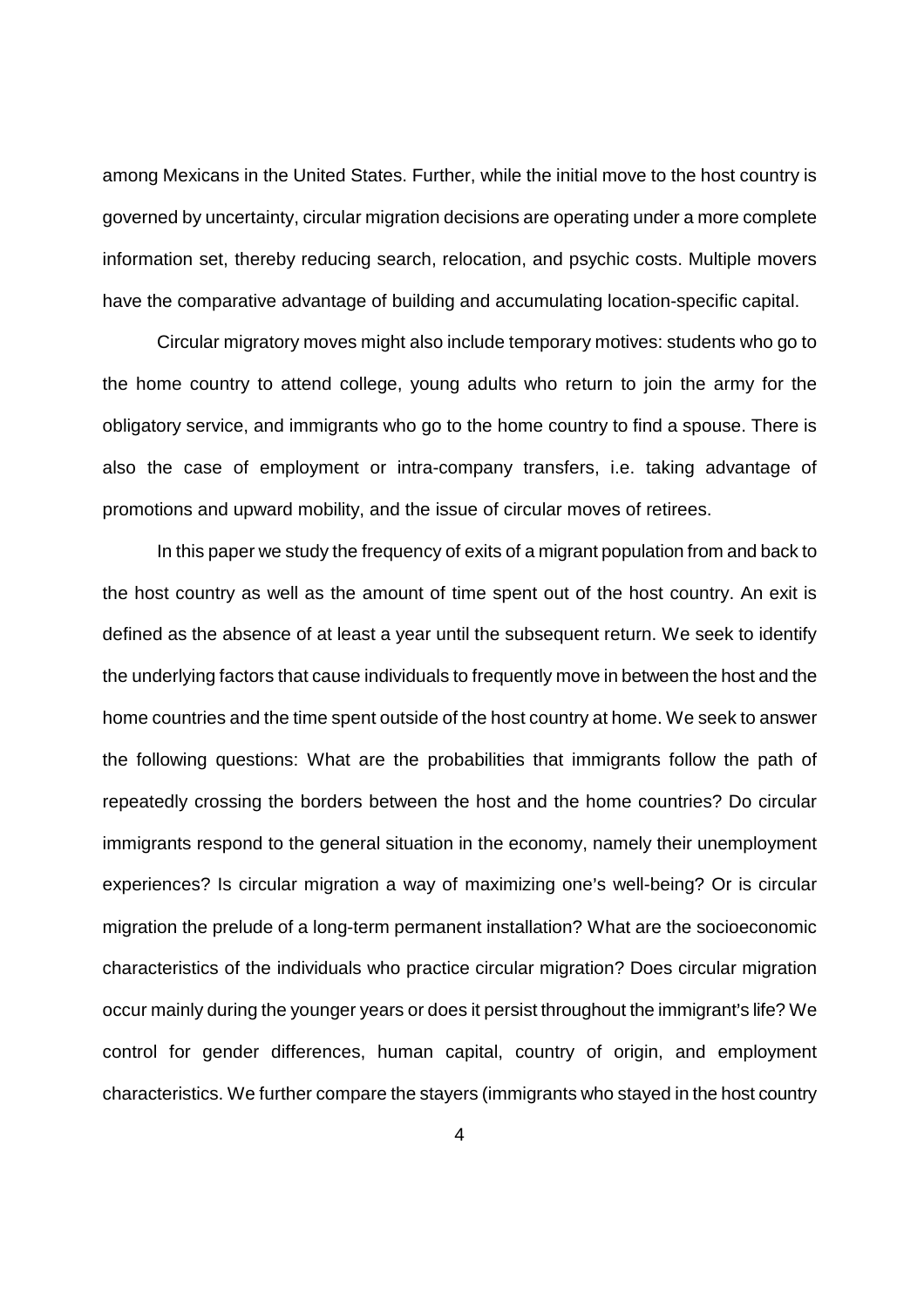among Mexicans in the United States. Further, while the initial move to the host country is governed by uncertainty, circular migration decisions are operating under a more complete information set, thereby reducing search, relocation, and psychic costs. Multiple movers have the comparative advantage of building and accumulating location-specific capital.

Circular migratory moves might also include temporary motives: students who go to the home country to attend college, young adults who return to join the army for the obligatory service, and immigrants who go to the home country to find a spouse. There is also the case of employment or intra-company transfers, i.e. taking advantage of promotions and upward mobility, and the issue of circular moves of retirees.

In this paper we study the frequency of exits of a migrant population from and back to the host country as well as the amount of time spent out of the host country. An exit is defined as the absence of at least a year until the subsequent return. We seek to identify the underlying factors that cause individuals to frequently move in between the host and the home countries and the time spent outside of the host country at home. We seek to answer the following questions: What are the probabilities that immigrants follow the path of repeatedly crossing the borders between the host and the home countries? Do circular immigrants respond to the general situation in the economy, namely their unemployment experiences? Is circular migration a way of maximizing one's well-being? Or is circular migration the prelude of a long-term permanent installation? What are the socioeconomic characteristics of the individuals who practice circular migration? Does circular migration occur mainly during the younger years or does it persist throughout the immigrant's life? We control for gender differences, human capital, country of origin, and employment characteristics. We further compare the stayers (immigrants who stayed in the host country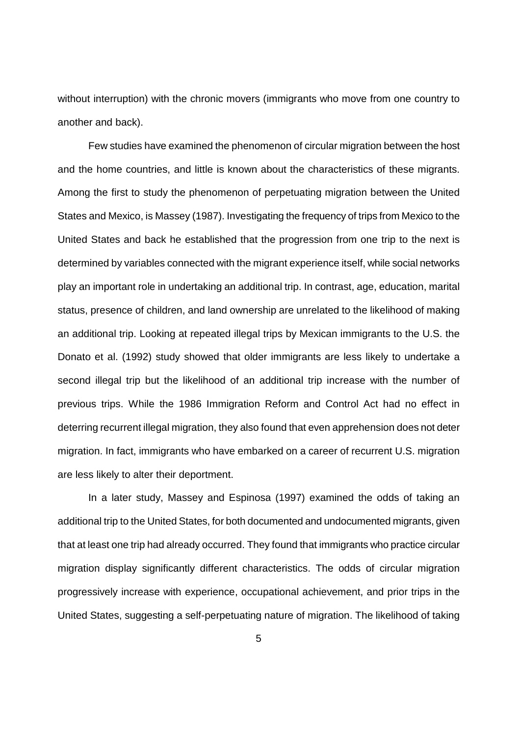without interruption) with the chronic movers (immigrants who move from one country to another and back).

Few studies have examined the phenomenon of circular migration between the host and the home countries, and little is known about the characteristics of these migrants. Among the first to study the phenomenon of perpetuating migration between the United States and Mexico, is Massey (1987). Investigating the frequency of trips from Mexico to the United States and back he established that the progression from one trip to the next is determined by variables connected with the migrant experience itself, while social networks play an important role in undertaking an additional trip. In contrast, age, education, marital status, presence of children, and land ownership are unrelated to the likelihood of making an additional trip. Looking at repeated illegal trips by Mexican immigrants to the U.S. the Donato et al. (1992) study showed that older immigrants are less likely to undertake a second illegal trip but the likelihood of an additional trip increase with the number of previous trips. While the 1986 Immigration Reform and Control Act had no effect in deterring recurrent illegal migration, they also found that even apprehension does not deter migration. In fact, immigrants who have embarked on a career of recurrent U.S. migration are less likely to alter their deportment.

In a later study, Massey and Espinosa (1997) examined the odds of taking an additional trip to the United States, for both documented and undocumented migrants, given that at least one trip had already occurred. They found that immigrants who practice circular migration display significantly different characteristics. The odds of circular migration progressively increase with experience, occupational achievement, and prior trips in the United States, suggesting a self-perpetuating nature of migration. The likelihood of taking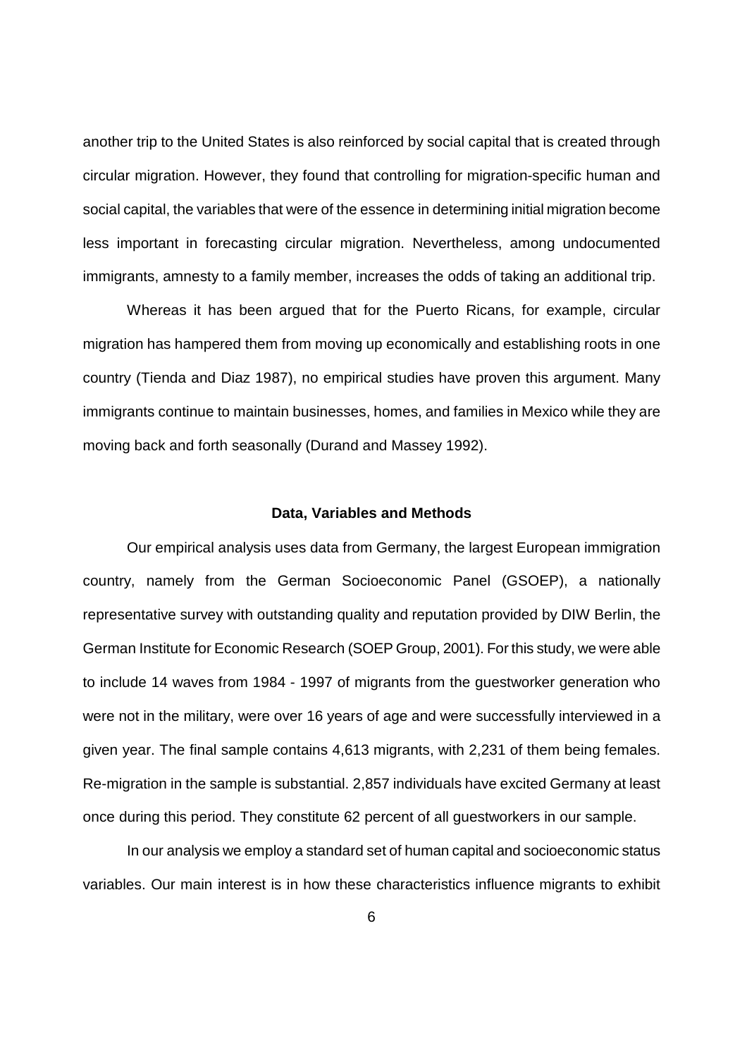another trip to the United States is also reinforced by social capital that is created through circular migration. However, they found that controlling for migration-specific human and social capital, the variables that were of the essence in determining initial migration become less important in forecasting circular migration. Nevertheless, among undocumented immigrants, amnesty to a family member, increases the odds of taking an additional trip.

Whereas it has been argued that for the Puerto Ricans, for example, circular migration has hampered them from moving up economically and establishing roots in one country (Tienda and Diaz 1987), no empirical studies have proven this argument. Many immigrants continue to maintain businesses, homes, and families in Mexico while they are moving back and forth seasonally (Durand and Massey 1992).

## Data, Variables and Methods

Our empirical analysis uses data from Germany, the largest European immigration country, namely from the German Socioeconomic Panel (GSOEP), a nationally representative survey with outstanding quality and reputation provided by DIW Berlin, the German Institute for Economic Research (SOEP Group, 2001). For this study, we were able to include 14 waves from 1984 - 1997 of migrants from the guestworker generation who were not in the military, were over 16 years of age and were successfully interviewed in a given year. The final sample contains 4,613 migrants, with 2,231 of them being females. Re-migration in the sample is substantial. 2,857 individuals have excited Germany at least once during this period. They constitute 62 percent of all guestworkers in our sample.

In our analysis we employ a standard set of human capital and socioeconomic status variables. Our main interest is in how these characteristics influence migrants to exhibit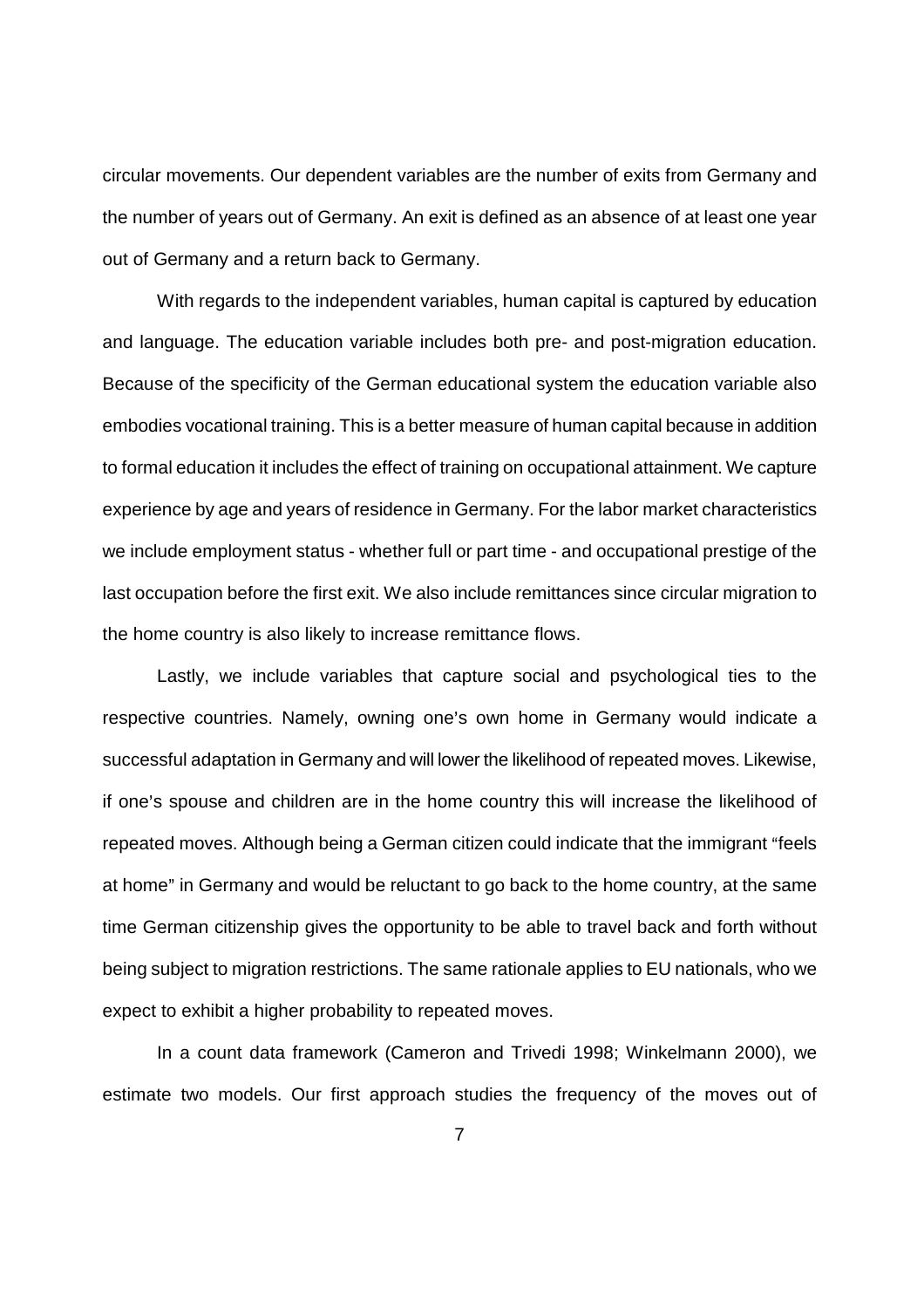circular movements. Our dependent variables are the number of exits from Germany and the number of years out of Germany. An exit is defined as an absence of at least one year out of Germany and a return back to Germany.

With regards to the independent variables, human capital is captured by education and language. The education variable includes both pre- and post-migration education. Because of the specificity of the German educational system the education variable also embodies vocational training. This is a better measure of human capital because in addition to formal education it includes the effect of training on occupational attainment. We capture experience by age and years of residence in Germany. For the labor market characteristics we include employment status - whether full or part time - and occupational prestige of the last occupation before the first exit. We also include remittances since circular migration to the home country is also likely to increase remittance flows.

Lastly, we include variables that capture social and psychological ties to the respective countries. Namely, owning one's own home in Germany would indicate a successful adaptation in Germany and will lower the likelihood of repeated moves. Likewise, if one's spouse and children are in the home country this will increase the likelihood of repeated moves. Although being a German citizen could indicate that the immigrant "feels at home" in Germany and would be reluctant to go back to the home country, at the same time German citizenship gives the opportunity to be able to travel back and forth without being subject to migration restrictions. The same rationale applies to EU nationals, who we expect to exhibit a higher probability to repeated moves.

In a count data framework (Cameron and Trivedi 1998; Winkelmann 2000), we estimate two models. Our first approach studies the frequency of the moves out of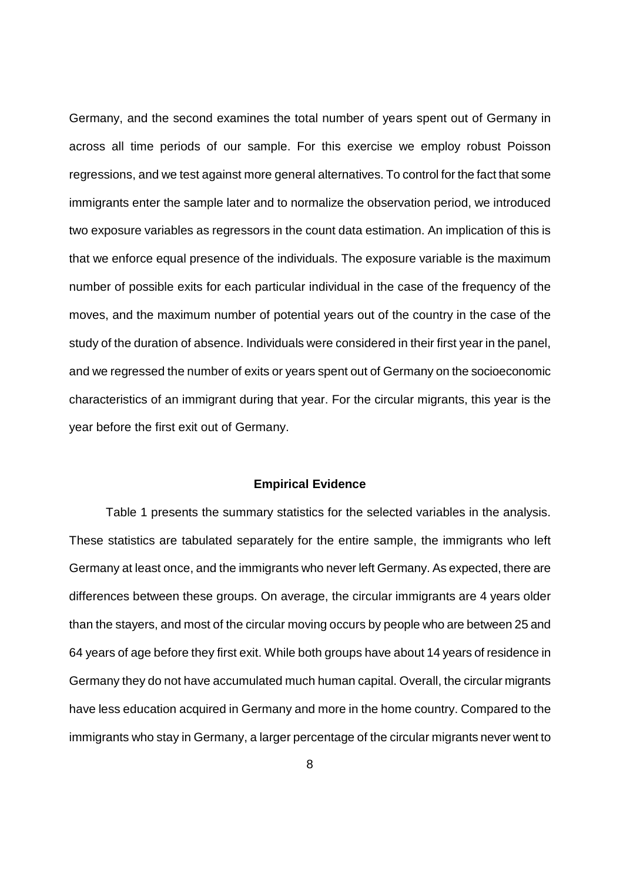Germany, and the second examines the total number of years spent out of Germany in across all time periods of our sample. For this exercise we employ robust Poisson regressions, and we test against more general alternatives. To control for the fact that some immigrants enter the sample later and to normalize the observation period, we introduced two exposure variables as regressors in the count data estimation. An implication of this is that we enforce equal presence of the individuals. The exposure variable is the maximum number of possible exits for each particular individual in the case of the frequency of the moves, and the maximum number of potential years out of the country in the case of the study of the duration of absence. Individuals were considered in their first year in the panel, and we regressed the number of exits or years spent out of Germany on the socioeconomic characteristics of an immigrant during that year. For the circular migrants, this year is the year before the first exit out of Germany.

## Empirical Evidence

Table 1 presents the summary statistics for the selected variables in the analysis. These statistics are tabulated separately for the entire sample, the immigrants who left Germany at least once, and the immigrants who never left Germany. As expected, there are differences between these groups. On average, the circular immigrants are 4 years older than the stayers, and most of the circular moving occurs by people who are between 25 and 64 years of age before they first exit. While both groups have about 14 years of residence in Germany they do not have accumulated much human capital. Overall, the circular migrants have less education acquired in Germany and more in the home country. Compared to the immigrants who stay in Germany, a larger percentage of the circular migrants never went to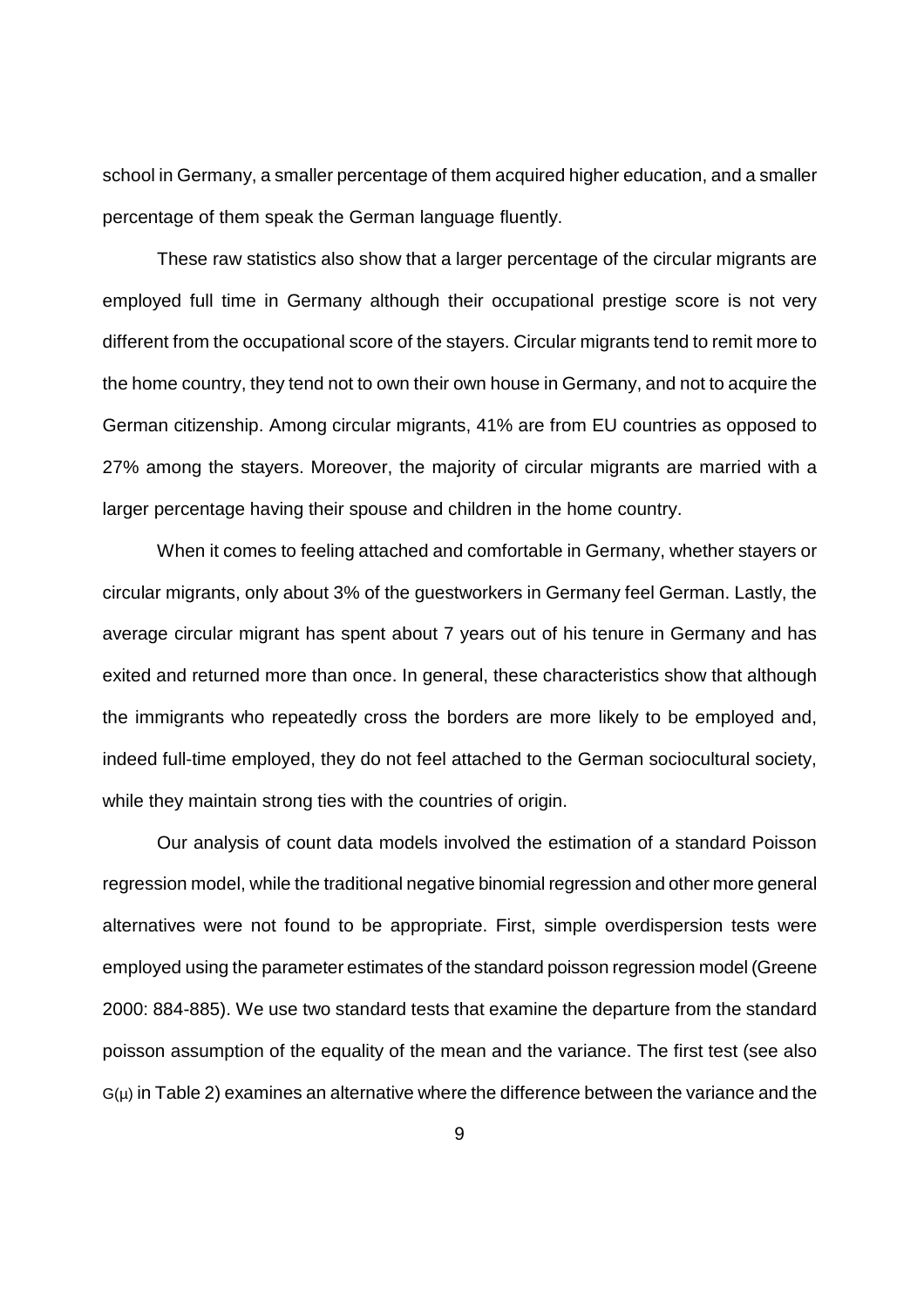school in Germany, a smaller percentage of them acquired higher education, and a smaller percentage of them speak the German language fluently.

These raw statistics also show that a larger percentage of the circular migrants are employed full time in Germany although their occupational prestige score is not very different from the occupational score of the stayers. Circular migrants tend to remit more to the home country, they tend not to own their own house in Germany, and not to acquire the German citizenship. Among circular migrants, 41% are from EU countries as opposed to 27% among the stayers. Moreover, the majority of circular migrants are married with a larger percentage having their spouse and children in the home country.

When it comes to feeling attached and comfortable in Germany, whether stayers or circular migrants, only about 3% of the guestworkers in Germany feel German. Lastly, the average circular migrant has spent about 7 years out of his tenure in Germany and has exited and returned more than once. In general, these characteristics show that although the immigrants who repeatedly cross the borders are more likely to be employed and, indeed full-time employed, they do not feel attached to the German sociocultural society, while they maintain strong ties with the countries of origin.

Our analysis of count data models involved the estimation of a standard Poisson regression model, while the traditional negative binomial regression and other more general alternatives were not found to be appropriate. First, simple overdispersion tests were employed using the parameter estimates of the standard poisson regression model (Greene 2000: 884-885). We use two standard tests that examine the departure from the standard poisson assumption of the equality of the mean and the variance. The first test (see also $G(\mu)$ in Table 2) examines an alternative where the difference between the variance and the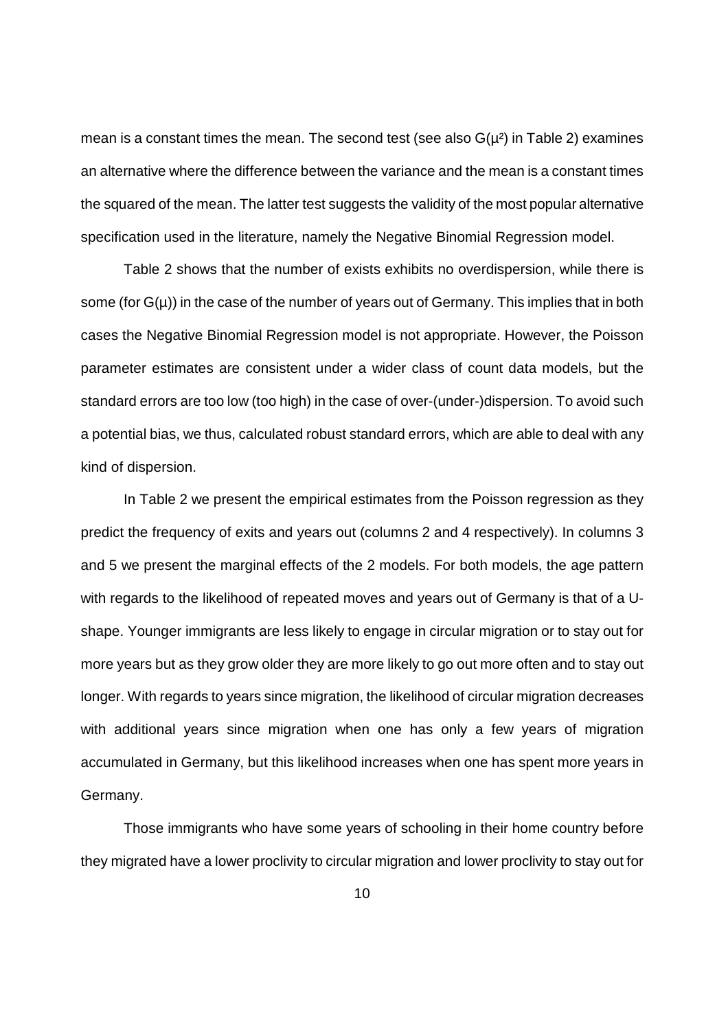mean is a constant times the mean. The second test (see also $G(\mu^2)$ in Table 2) examines an alternative where the difference between the variance and the mean is a constant times the squared of the mean. The latter test suggests the validity of the most popular alternative specification used in the literature, namely the Negative Binomial Regression model.

Table 2 shows that the number of exists exhibits no overdispersion, while there is some (for $G(\mu)$) in the case of the number of years out of Germany. This implies that in both cases the Negative Binomial Regression model is not appropriate. However, the Poisson parameter estimates are consistent under a wider class of count data models, but the standard errors are too low (too high) in the case of over-(under-)dispersion. To avoid such a potential bias, we thus, calculated robust standard errors, which are able to deal with any kind of dispersion.

In Table 2 we present the empirical estimates from the Poisson regression as they predict the frequency of exits and years out (columns 2 and 4 respectively). In columns 3 and 5 we present the marginal effects of the 2 models. For both models, the age pattern with regards to the likelihood of repeated moves and years out of Germany is that of a U-shape. Younger immigrants are less likely to engage in circular migration or to stay out for more years but as they grow older they are more likely to go out more often and to stay out longer. With regards to years since migration, the likelihood of circular migration decreases with additional years since migration when one has only a few years of migration accumulated in Germany, but this likelihood increases when one has spent more years in Germany.

Those immigrants who have some years of schooling in their home country before they migrated have a lower proclivity to circular migration and lower proclivity to stay out for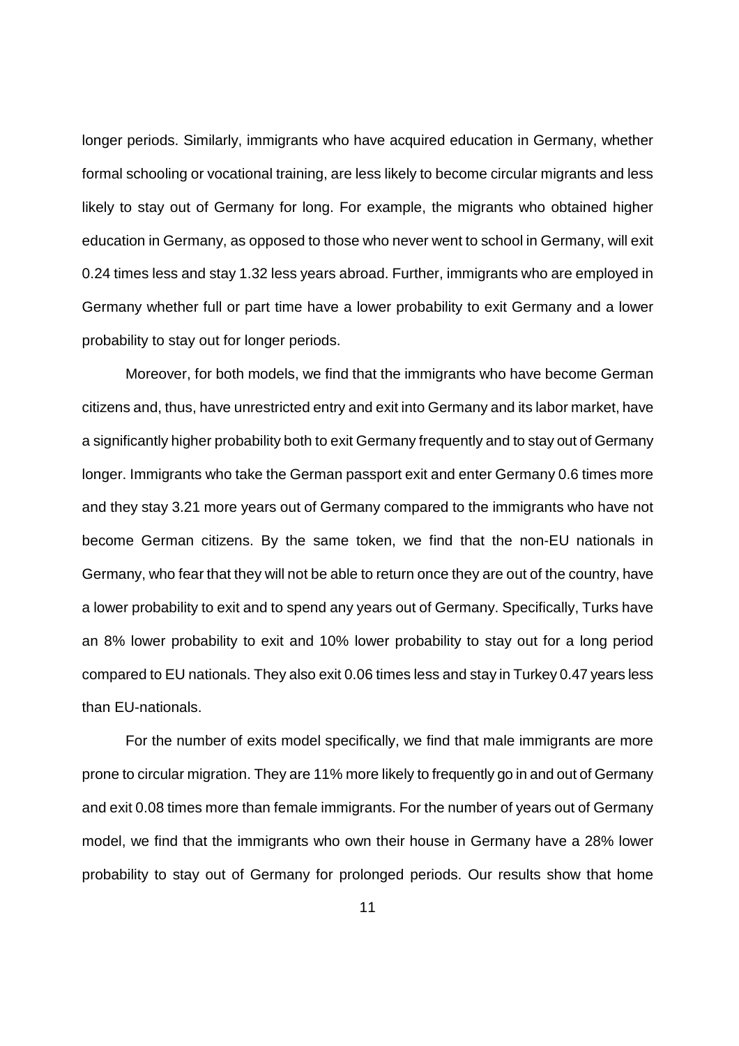longer periods. Similarly, immigrants who have acquired education in Germany, whether formal schooling or vocational training, are less likely to become circular migrants and less likely to stay out of Germany for long. For example, the migrants who obtained higher education in Germany, as opposed to those who never went to school in Germany, will exit 0.24 times less and stay 1.32 less years abroad. Further, immigrants who are employed in Germany whether full or part time have a lower probability to exit Germany and a lower probability to stay out for longer periods.

Moreover, for both models, we find that the immigrants who have become German citizens and, thus, have unrestricted entry and exit into Germany and its labor market, have a significantly higher probability both to exit Germany frequently and to stay out of Germany longer. Immigrants who take the German passport exit and enter Germany 0.6 times more and they stay 3.21 more years out of Germany compared to the immigrants who have not become German citizens. By the same token, we find that the non-EU nationals in Germany, who fear that they will not be able to return once they are out of the country, have a lower probability to exit and to spend any years out of Germany. Specifically, Turks have an 8% lower probability to exit and 10% lower probability to stay out for a long period compared to EU nationals. They also exit 0.06 times less and stay in Turkey 0.47 years less than EU-nationals.

For the number of exits model specifically, we find that male immigrants are more prone to circular migration. They are 11% more likely to frequently go in and out of Germany and exit 0.08 times more than female immigrants. For the number of years out of Germany model, we find that the immigrants who own their house in Germany have a 28% lower probability to stay out of Germany for prolonged periods. Our results show that home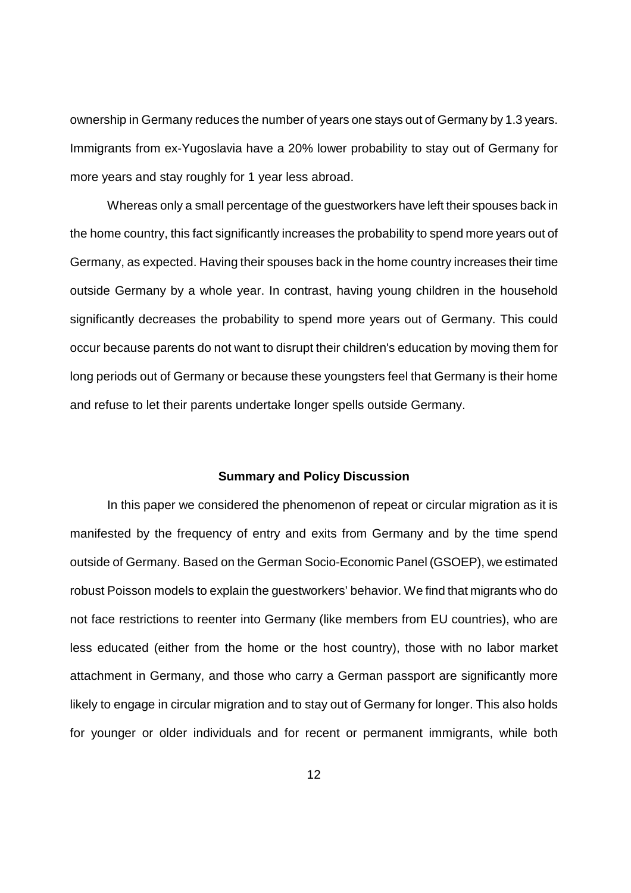ownership in Germany reduces the number of years one stays out of Germany by 1.3 years. Immigrants from ex-Yugoslavia have a 20% lower probability to stay out of Germany for more years and stay roughly for 1 year less abroad.

Whereas only a small percentage of the guestworkers have left their spouses back in the home country, this fact significantly increases the probability to spend more years out of Germany, as expected. Having their spouses back in the home country increases their time outside Germany by a whole year. In contrast, having young children in the household significantly decreases the probability to spend more years out of Germany. This could occur because parents do not want to disrupt their children's education by moving them for long periods out of Germany or because these youngsters feel that Germany is their home and refuse to let their parents undertake longer spells outside Germany.

## Summary and Policy Discussion

In this paper we considered the phenomenon of repeat or circular migration as it is manifested by the frequency of entry and exits from Germany and by the time spend outside of Germany. Based on the German Socio-Economic Panel (GSOEP), we estimated robust Poisson models to explain the guestworkers' behavior. We find that migrants who do not face restrictions to reenter into Germany (like members from EU countries), who are less educated (either from the home or the host country), those with no labor market attachment in Germany, and those who carry a German passport are significantly more likely to engage in circular migration and to stay out of Germany for longer. This also holds for younger or older individuals and for recent or permanent immigrants, while both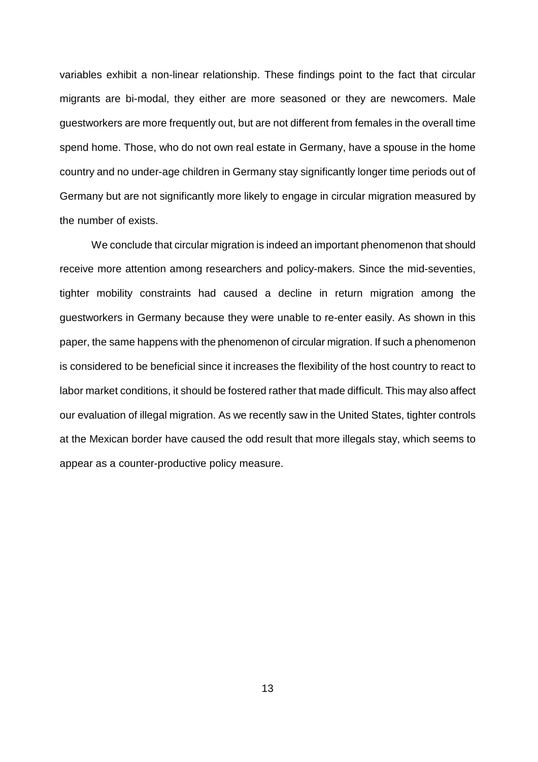variables exhibit a non-linear relationship. These findings point to the fact that circular migrants are bi-modal, they either are more seasoned or they are newcomers. Male guestworkers are more frequently out, but are not different from females in the overall time spend home. Those, who do not own real estate in Germany, have a spouse in the home country and no under-age children in Germany stay significantly longer time periods out of Germany but are not significantly more likely to engage in circular migration measured by the number of exists.

We conclude that circular migration is indeed an important phenomenon that should receive more attention among researchers and policy-makers. Since the mid-seventies, tighter mobility constraints had caused a decline in return migration among the guestworkers in Germany because they were unable to re-enter easily. As shown in this paper, the same happens with the phenomenon of circular migration. If such a phenomenon is considered to be beneficial since it increases the flexibility of the host country to react to labor market conditions, it should be fostered rather that made difficult. This may also affect our evaluation of illegal migration. As we recently saw in the United States, tighter controls at the Mexican border have caused the odd result that more illegals stay, which seems to appear as a counter-productive policy measure.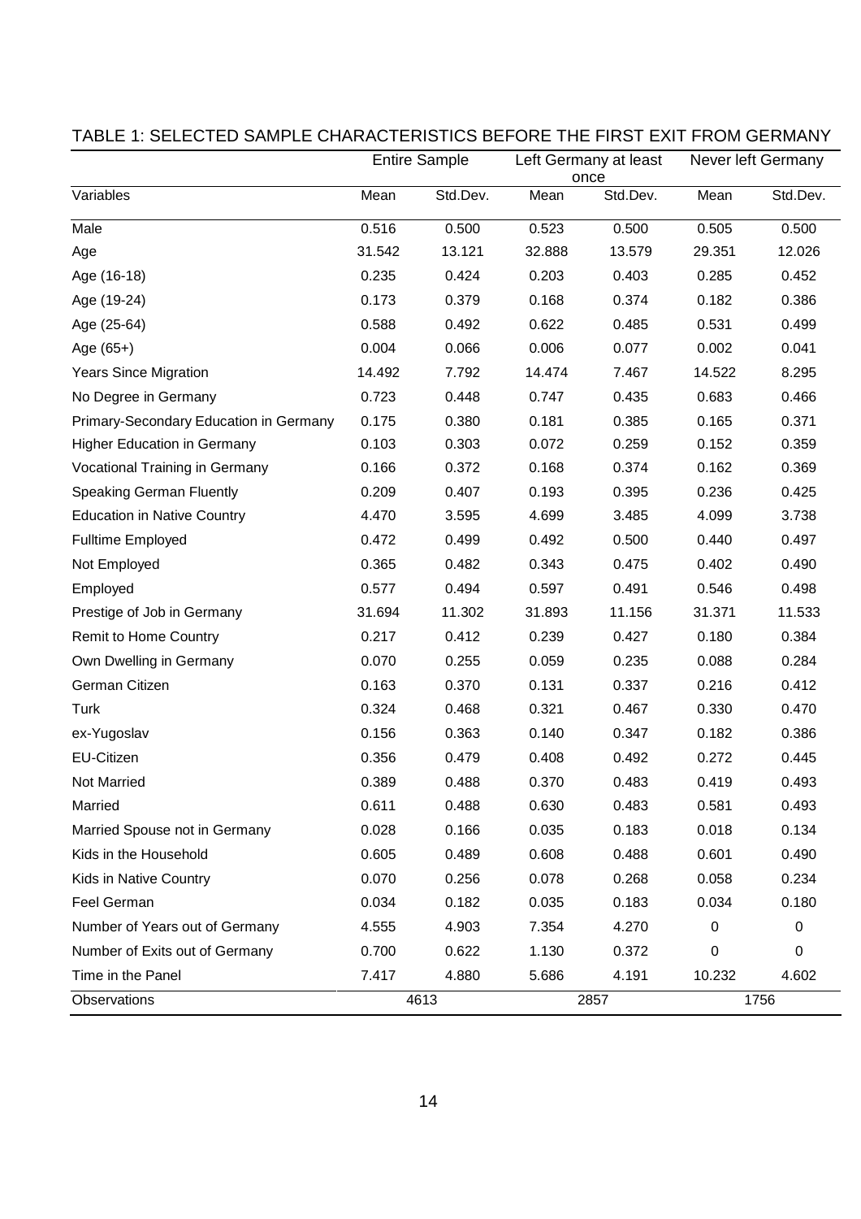TABLE 1: SELECTED SAMPLE CHARACTERISTICS BEFORE THE FIRST EXIT FROM GERMANY

| | Entire Sample | | Left Germany at least once | | Never left Germany | |
|---|---|---|---|---|---|---|
| Variables | Mean | Std.Dev. | Mean | Std.Dev. | Mean | Std.Dev. |
| Male | 0.516 | 0.500 | 0.523 | 0.500 | 0.505 | 0.500 |
| Age | 31.542 | 13.121 | 32.888 | 13.579 | 29.351 | 12.026 |
| Age (16-18) | 0.235 | 0.424 | 0.203 | 0.403 | 0.285 | 0.452 |
| Age (19-24) | 0.173 | 0.379 | 0.168 | 0.374 | 0.182 | 0.386 |
| Age (25-64) | 0.588 | 0.492 | 0.622 | 0.485 | 0.531 | 0.499 |
| Age (65+) | 0.004 | 0.066 | 0.006 | 0.077 | 0.002 | 0.041 |
| Years Since Migration | 14.492 | 7.792 | 14.474 | 7.467 | 14.522 | 8.295 |
| No Degree in Germany | 0.723 | 0.448 | 0.747 | 0.435 | 0.683 | 0.466 |
| Primary-Secondary Education in Germany | 0.175 | 0.380 | 0.181 | 0.385 | 0.165 | 0.371 |
| Higher Education in Germany | 0.103 | 0.303 | 0.072 | 0.259 | 0.152 | 0.359 |
| Vocational Training in Germany | 0.166 | 0.372 | 0.168 | 0.374 | 0.162 | 0.369 |
| Speaking German Fluently | 0.209 | 0.407 | 0.193 | 0.395 | 0.236 | 0.425 |
| Education in Native Country | 4.470 | 3.595 | 4.699 | 3.485 | 4.099 | 3.738 |
| Fulltime Employed | 0.472 | 0.499 | 0.492 | 0.500 | 0.440 | 0.497 |
| Not Employed | 0.365 | 0.482 | 0.343 | 0.475 | 0.402 | 0.490 |
| Employed | 0.577 | 0.494 | 0.597 | 0.491 | 0.546 | 0.498 |
| Prestige of Job in Germany | 31.694 | 11.302 | 31.893 | 11.156 | 31.371 | 11.533 |
| Remit to Home Country | 0.217 | 0.412 | 0.239 | 0.427 | 0.180 | 0.384 |
| Own Dwelling in Germany | 0.070 | 0.255 | 0.059 | 0.235 | 0.088 | 0.284 |
| German Citizen | 0.163 | 0.370 | 0.131 | 0.337 | 0.216 | 0.412 |
| Turk | 0.324 | 0.468 | 0.321 | 0.467 | 0.330 | 0.470 |
| ex-Yugoslav | 0.156 | 0.363 | 0.140 | 0.347 | 0.182 | 0.386 |
| EU-Citizen | 0.356 | 0.479 | 0.408 | 0.492 | 0.272 | 0.445 |
| Not Married | 0.389 | 0.488 | 0.370 | 0.483 | 0.419 | 0.493 |
| Married | 0.611 | 0.488 | 0.630 | 0.483 | 0.581 | 0.493 |
| Married Spouse not in Germany | 0.028 | 0.166 | 0.035 | 0.183 | 0.018 | 0.134 |
| Kids in the Household | 0.605 | 0.489 | 0.608 | 0.488 | 0.601 | 0.490 |
| Kids in Native Country | 0.070 | 0.256 | 0.078 | 0.268 | 0.058 | 0.234 |
| Feel German | 0.034 | 0.182 | 0.035 | 0.183 | 0.034 | 0.180 |
| Number of Years out of Germany | 4.555 | 4.903 | 7.354 | 4.270 | 0 | 0 |
| Number of Exits out of Germany | 0.700 | 0.622 | 1.130 | 0.372 | 0 | 0 |
| Time in the Panel | 7.417 | 4.880 | 5.686 | 4.191 | 10.232 | 4.602 |
| Observations | 4613 | | 2857 | | 1756 | |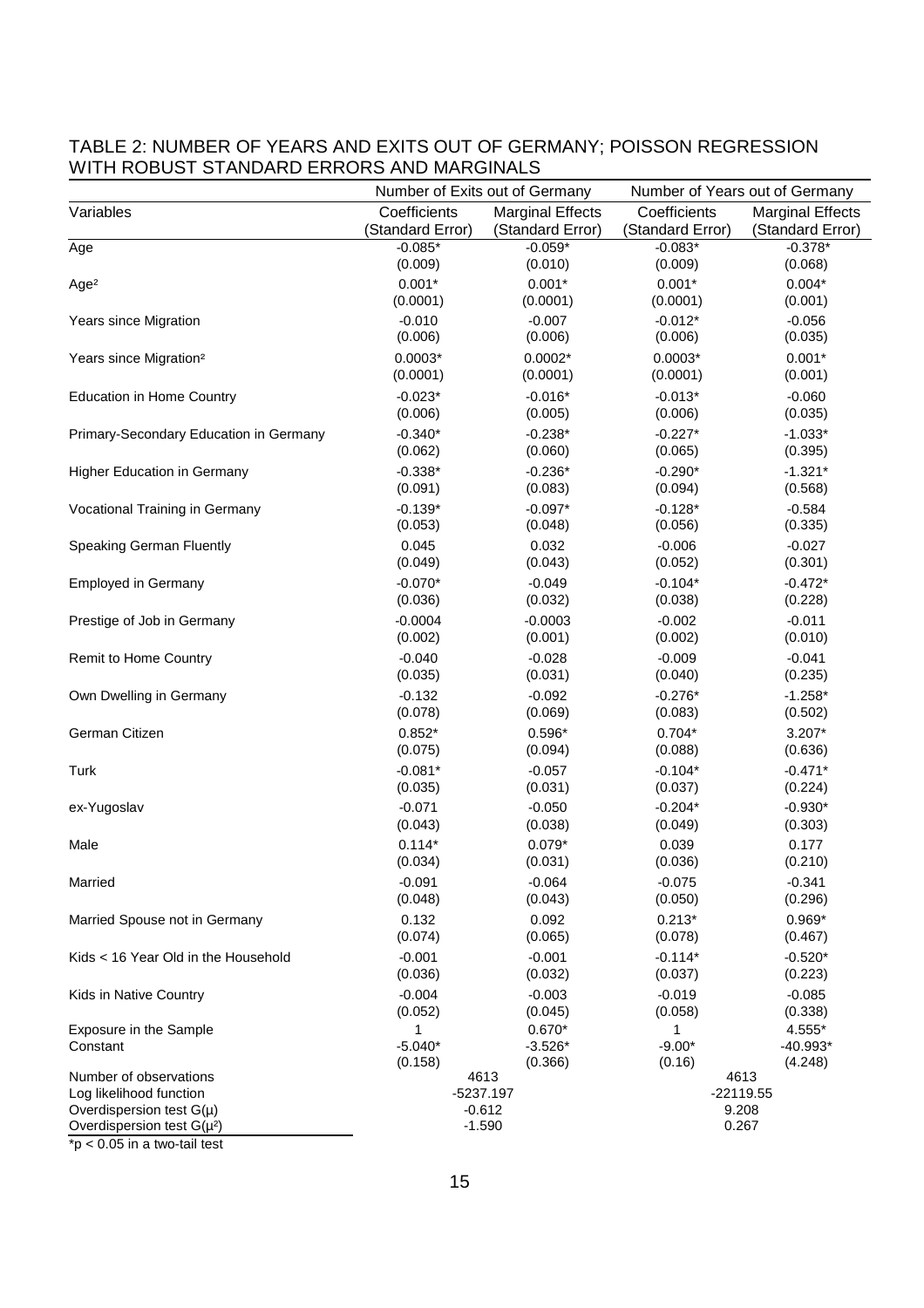TABLE 2: NUMBER OF YEARS AND EXITS OUT OF GERMANY; POISSON REGRESSION WITH ROBUST STANDARD ERRORS AND MARGINALS

| | Number of Exits out of Germany | | Number of Years out of Germany | |
|---|---|---|---|---|
| Variables | Coefficients (Standard Error) | Marginal Effects (Standard Error) | Coefficients (Standard Error) | Marginal Effects (Standard Error) |
| Age | -0.085* | -0.059* | -0.083* | -0.378* |
| | (0.009) | (0.010) | (0.009) | (0.068) |
| Age² | 0.001* | 0.001* | 0.001* | 0.004* |
| | (0.0001) | (0.0001) | (0.0001) | (0.001) |
| Years since Migration | -0.010 | -0.007 | -0.012* | -0.056 |
| | (0.006) | (0.006) | (0.006) | (0.035) |
| Years since Migration² | 0.0003* | 0.0002* | 0.0003* | 0.001* |
| | (0.0001) | (0.0001) | (0.0001) | (0.001) |
| Education in Home Country | -0.023* | -0.016* | -0.013* | -0.060 |
| | (0.006) | (0.005) | (0.006) | (0.035) |
| Primary-Secondary Education in Germany | -0.340* | -0.238* | -0.227* | -1.033* |
| | (0.062) | (0.060) | (0.065) | (0.395) |
| Higher Education in Germany | -0.338* | -0.236* | -0.290* | -1.321* |
| | (0.091) | (0.083) | (0.094) | (0.568) |
| Vocational Training in Germany | -0.139* | -0.097* | -0.128* | -0.584 |
| | (0.053) | (0.048) | (0.056) | (0.335) |
| Speaking German Fluently | 0.045 | 0.032 | -0.006 | -0.027 |
| | (0.049) | (0.043) | (0.052) | (0.301) |
| Employed in Germany | -0.070* | -0.049 | -0.104* | -0.472* |
| | (0.036) | (0.032) | (0.038) | (0.228) |
| Prestige of Job in Germany | -0.0004 | -0.0003 | -0.002 | -0.011 |
| | (0.002) | (0.001) | (0.002) | (0.010) |
| Remit to Home Country | -0.040 | -0.028 | -0.009 | -0.041 |
| | (0.035) | (0.031) | (0.040) | (0.235) |
| Own Dwelling in Germany | -0.132 | -0.092 | -0.276* | -1.258* |
| | (0.078) | (0.069) | (0.083) | (0.502) |
| German Citizen | 0.852* | 0.596* | 0.704* | 3.207* |
| | (0.075) | (0.094) | (0.088) | (0.636) |
| Turk | -0.081* | -0.057 | -0.104* | -0.471* |
| | (0.035) | (0.031) | (0.037) | (0.224) |
| ex-Yugoslav | -0.071 | -0.050 | -0.204* | -0.930* |
| | (0.043) | (0.038) | (0.049) | (0.303) |
| Male | 0.114* | 0.079* | 0.039 | 0.177 |
| | (0.034) | (0.031) | (0.036) | (0.210) |
| Married | -0.091 | -0.064 | -0.075 | -0.341 |
| | (0.048) | (0.043) | (0.050) | (0.296) |
| Married Spouse not in Germany | 0.132 | 0.092 | 0.213* | 0.969* |
| | (0.074) | (0.065) | (0.078) | (0.467) |
| Kids < 16 Year Old in the Household | -0.001 | -0.001 | -0.114* | -0.520* |
| | (0.036) | (0.032) | (0.037) | (0.223) |
| Kids in Native Country | -0.004 | -0.003 | -0.019 | -0.085 |
| | (0.052) | (0.045) | (0.058) | (0.338) |
| Exposure in the Sample | 1 | 0.670* | 1 | 4.555* |
| Constant | -5.040* | -3.526* | -9.00* | -40.993* |
| | (0.158) | (0.366) | (0.16) | (4.248) |
| Number of observations | 4613 | | 4613 | |
| Log likelihood function | -5237.197 | | -22119.55 | |
| Overdispersion test G(μ) | -0.612 | | 9.208 | |
| Overdispersion test G(μ²) | -1.590 | | 0.267 | |

*$p < 0.05$ in a two-tail test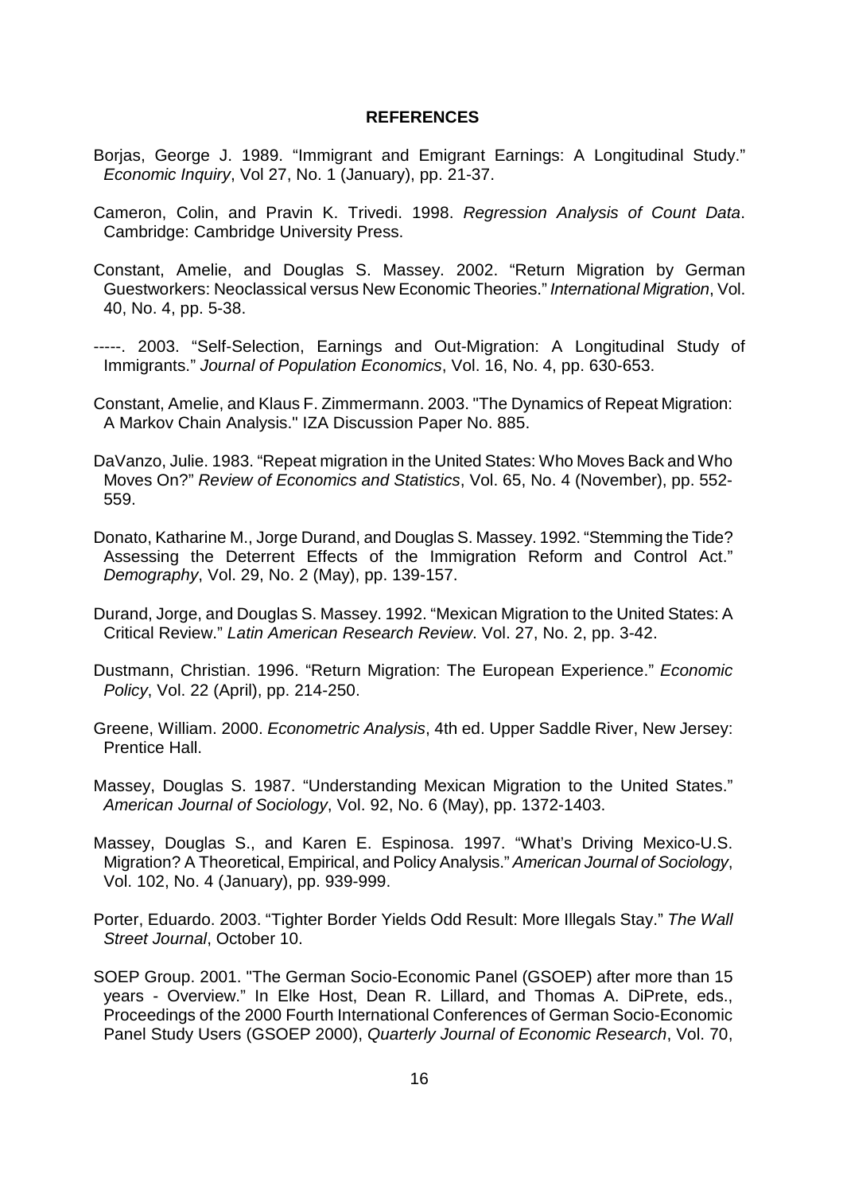**REFERENCES**

Borjas, George J. 1989. “Immigrant and Emigrant Earnings: A Longitudinal Study.” *Economic Inquiry*, Vol 27, No. 1 (January), pp. 21-37.

Cameron, Colin, and Pravin K. Trivedi. 1998. *Regression Analysis of Count Data*. Cambridge: Cambridge University Press.

Constant, Amelie, and Douglas S. Massey. 2002. “Return Migration by German Guestworkers: Neoclassical versus New Economic Theories.” *International Migration*, Vol. 40, No. 4, pp. 5-38.

-----. 2003. “Self-Selection, Earnings and Out-Migration: A Longitudinal Study of Immigrants.” *Journal of Population Economics*, Vol. 16, No. 4, pp. 630-653.

Constant, Amelie, and Klaus F. Zimmermann. 2003. "The Dynamics of Repeat Migration: A Markov Chain Analysis." IZA Discussion Paper No. 885.

DaVanzo, Julie. 1983. “Repeat migration in the United States: Who Moves Back and Who Moves On?” *Review of Economics and Statistics*, Vol. 65, No. 4 (November), pp. 552-559.

Donato, Katharine M., Jorge Durand, and Douglas S. Massey. 1992. “Stemming the Tide? Assessing the Deterrent Effects of the Immigration Reform and Control Act.” *Demography*, Vol. 29, No. 2 (May), pp. 139-157.

Durand, Jorge, and Douglas S. Massey. 1992. “Mexican Migration to the United States: A Critical Review.” *Latin American Research Review*. Vol. 27, No. 2, pp. 3-42.

Dustmann, Christian. 1996. “Return Migration: The European Experience.” *Economic Policy*, Vol. 22 (April), pp. 214-250.

Greene, William. 2000. *Econometric Analysis*, 4th ed. Upper Saddle River, New Jersey: Prentice Hall.

Massey, Douglas S. 1987. “Understanding Mexican Migration to the United States.” *American Journal of Sociology*, Vol. 92, No. 6 (May), pp. 1372-1403.

Massey, Douglas S., and Karen E. Espinosa. 1997. “What’s Driving Mexico-U.S. Migration? A Theoretical, Empirical, and Policy Analysis.” *American Journal of Sociology*, Vol. 102, No. 4 (January), pp. 939-999.

Porter, Eduardo. 2003. “Tighter Border Yields Odd Result: More Illegals Stay.” *The Wall Street Journal*, October 10.

SOEP Group. 2001. "The German Socio-Economic Panel (GSOEP) after more than 15 years - Overview.” In Elke Host, Dean R. Lillard, and Thomas A. DiPrete, eds., Proceedings of the 2000 Fourth International Conferences of German Socio-Economic Panel Study Users (GSOEP 2000), *Quarterly Journal of Economic Research*, Vol. 70,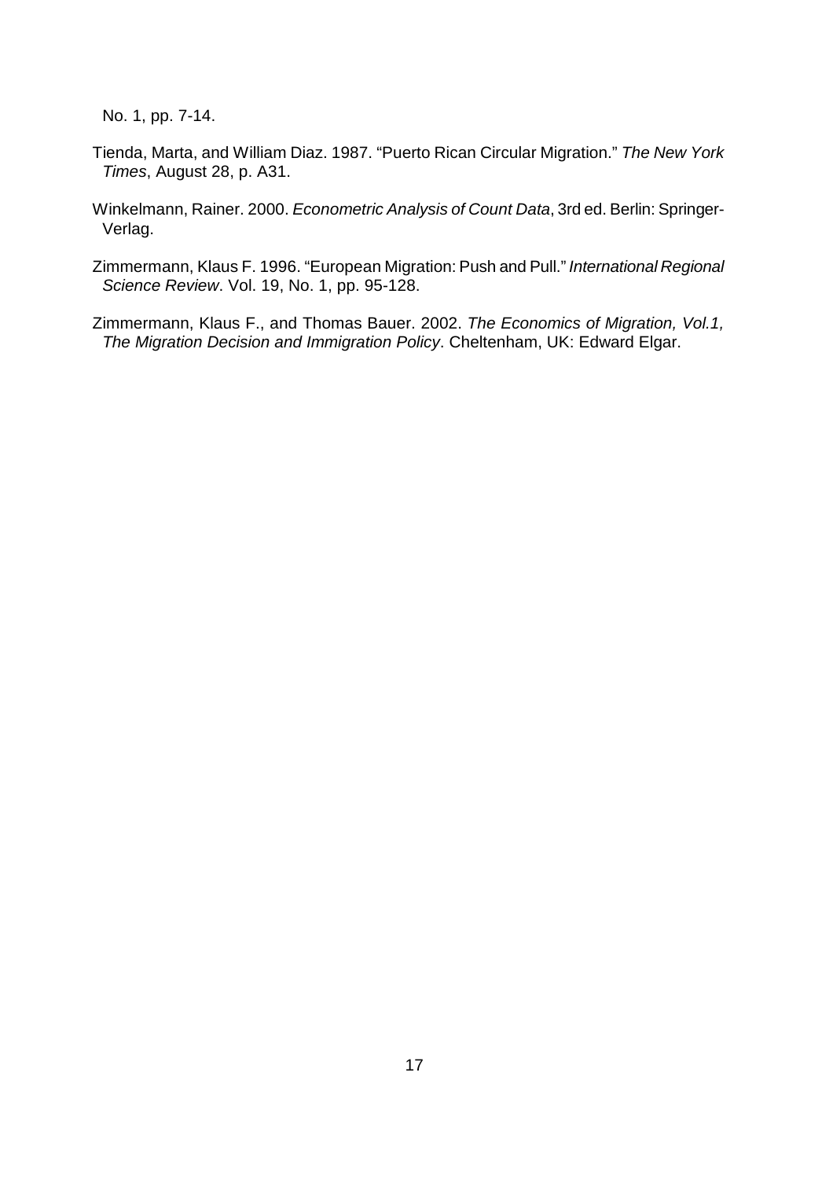No. 1, pp. 7-14.

Tienda, Marta, and William Diaz. 1987. “Puerto Rican Circular Migration.” *The New York Times*, August 28, p. A31.

Winkelmann, Rainer. 2000. *Econometric Analysis of Count Data*, 3rd ed. Berlin: Springer-Verlag.

Zimmermann, Klaus F. 1996. “European Migration: Push and Pull.” *International Regional Science Review*. Vol. 19, No. 1, pp. 95-128.

Zimmermann, Klaus F., and Thomas Bauer. 2002. *The Economics of Migration, Vol.1, The Migration Decision and Immigration Policy*. Cheltenham, UK: Edward Elgar.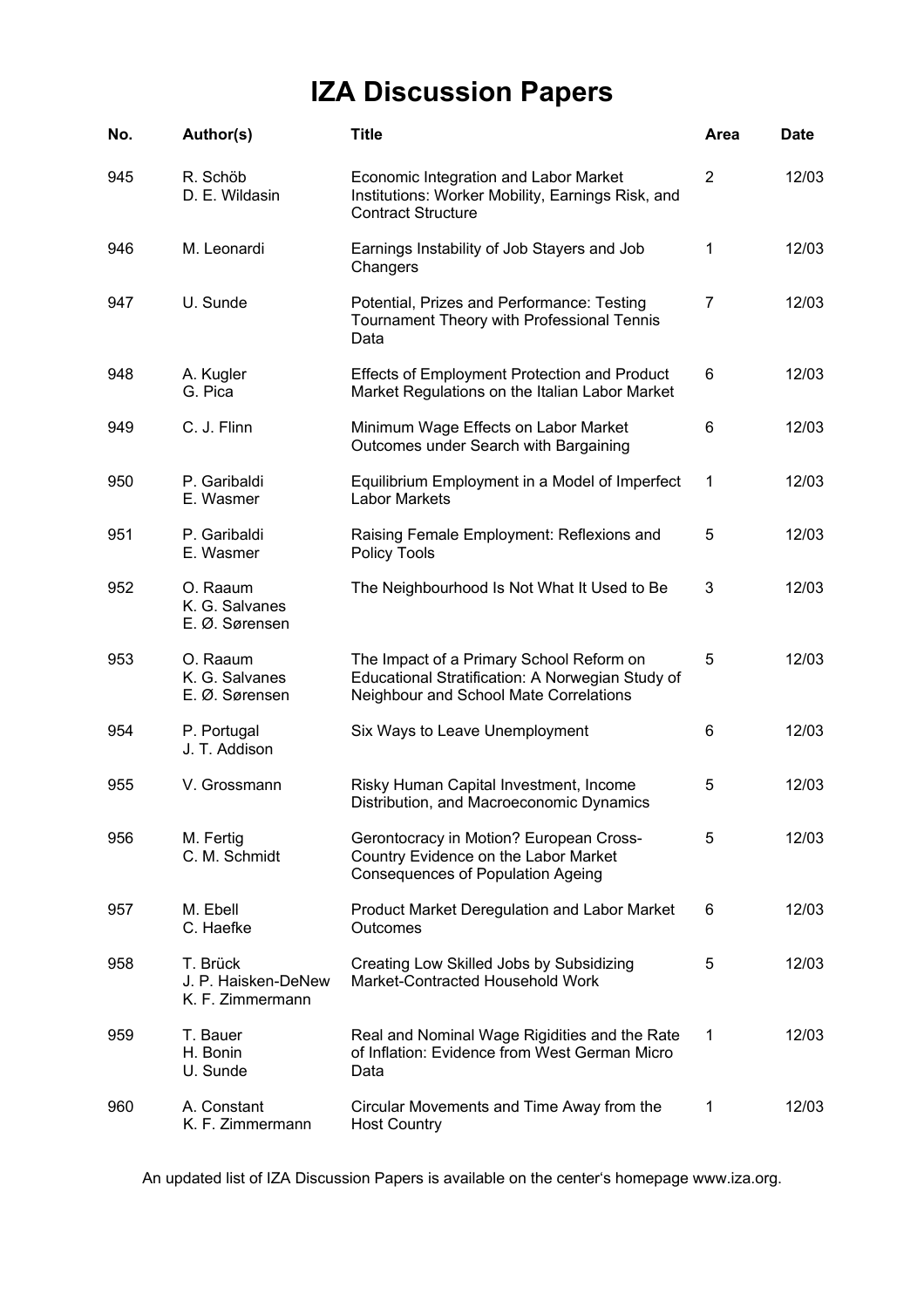# IZA Discussion Papers

| No. | Author(s) | Title | Area | Date |
|---|---|---|---|---|
| 945 | R. Schöb<br>D. E. Wildasin | Economic Integration and Labor Market Institutions: Worker Mobility, Earnings Risk, and Contract Structure | 2 | 12/03 |
| 946 | M. Leonardi | Earnings Instability of Job Stayers and Job Changers | 1 | 12/03 |
| 947 | U. Sunde | Potential, Prizes and Performance: Testing Tournament Theory with Professional Tennis Data | 7 | 12/03 |
| 948 | A. Kugler<br>G. Pica | Effects of Employment Protection and Product Market Regulations on the Italian Labor Market | 6 | 12/03 |
| 949 | C. J. Flinn | Minimum Wage Effects on Labor Market Outcomes under Search with Bargaining | 6 | 12/03 |
| 950 | P. Garibaldi<br>E. Wasmer | Equilibrium Employment in a Model of Imperfect Labor Markets | 1 | 12/03 |
| 951 | P. Garibaldi<br>E. Wasmer | Raising Female Employment: Reflexions and Policy Tools | 5 | 12/03 |
| 952 | O. Raaum<br>K. G. Salvanes<br>E. Ø. Sørensen | The Neighbourhood Is Not What It Used to Be | 3 | 12/03 |
| 953 | O. Raaum<br>K. G. Salvanes<br>E. Ø. Sørensen | The Impact of a Primary School Reform on Educational Stratification: A Norwegian Study of Neighbour and School Mate Correlations | 5 | 12/03 |
| 954 | P. Portugal<br>J. T. Addison | Six Ways to Leave Unemployment | 6 | 12/03 |
| 955 | V. Grossmann | Risky Human Capital Investment, Income Distribution, and Macroeconomic Dynamics | 5 | 12/03 |
| 956 | M. Fertig<br>C. M. Schmidt | Gerontocracy in Motion? European Cross-Country Evidence on the Labor Market Consequences of Population Ageing | 5 | 12/03 |
| 957 | M. Ebell<br>C. Haefke | Product Market Deregulation and Labor Market Outcomes | 6 | 12/03 |
| 958 | T. Brück<br>J. P. Haisken-DeNew<br>K. F. Zimmermann | Creating Low Skilled Jobs by Subsidizing Market-Contracted Household Work | 5 | 12/03 |
| 959 | T. Bauer<br>H. Bonin<br>U. Sunde | Real and Nominal Wage Rigidities and the Rate of Inflation: Evidence from West German Micro Data | 1 | 12/03 |
| 960 | A. Constant<br>K. F. Zimmermann | Circular Movements and Time Away from the Host Country | 1 | 12/03 |

An updated list of IZA Discussion Papers is available on the center's homepage www.iza.org.